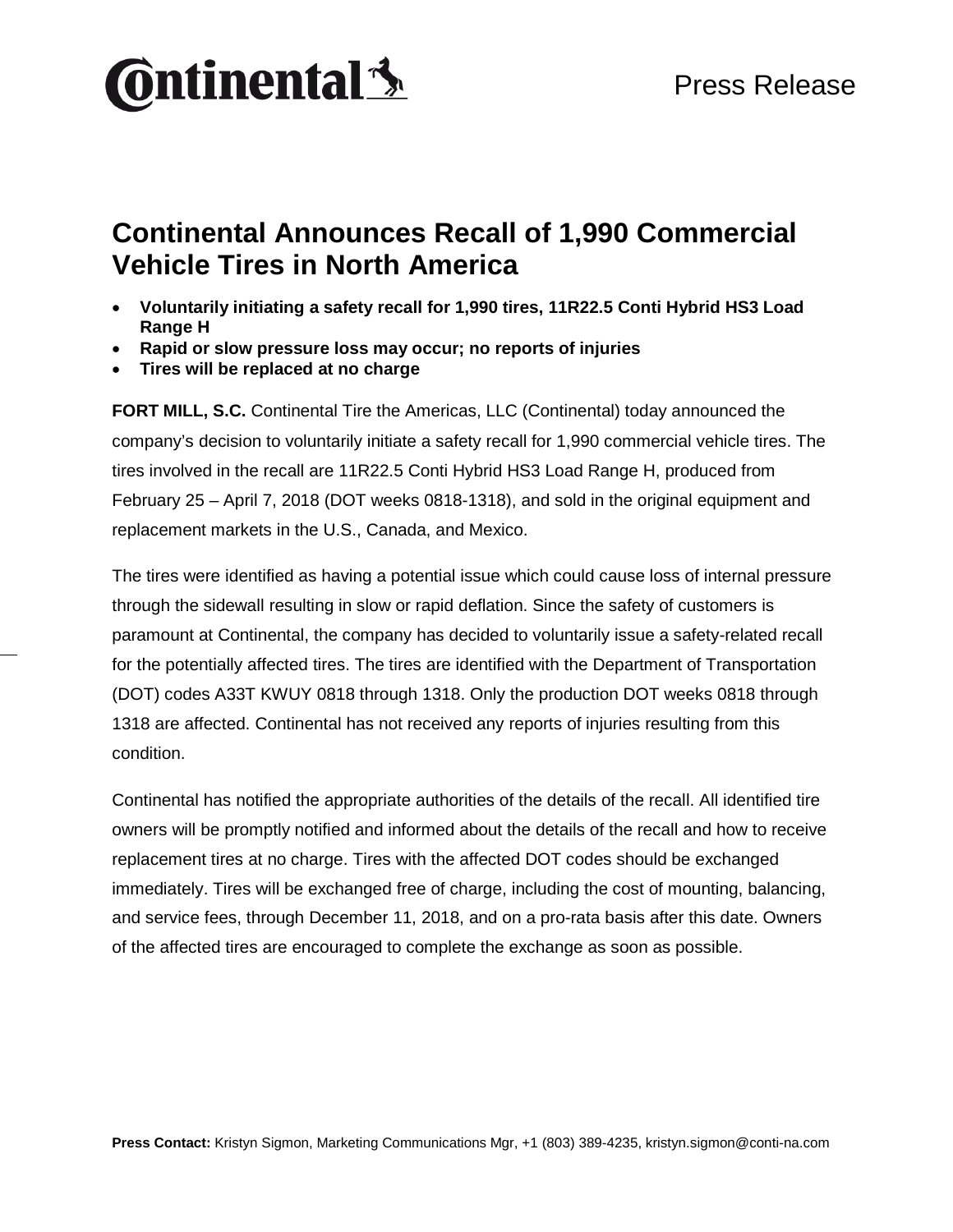Continental

Press Release

# Continental Announces Recall of 1,990 Commercial Vehicle Tires in North America

- **Voluntarily initiating a safety recall for 1,990 tires, 11R22.5 Conti Hybrid HS3 Load Range H**
- **Rapid or slow pressure loss may occur; no reports of injuries**
- **Tires will be replaced at no charge**

**FORT MILL, S.C.** Continental Tire the Americas, LLC (Continental) today announced the company's decision to voluntarily initiate a safety recall for 1,990 commercial vehicle tires. The tires involved in the recall are 11R22.5 Conti Hybrid HS3 Load Range H, produced from February 25 – April 7, 2018 (DOT weeks 0818-1318), and sold in the original equipment and replacement markets in the U.S., Canada, and Mexico.

The tires were identified as having a potential issue which could cause loss of internal pressure through the sidewall resulting in slow or rapid deflation. Since the safety of customers is paramount at Continental, the company has decided to voluntarily issue a safety-related recall for the potentially affected tires. The tires are identified with the Department of Transportation (DOT) codes A33T KWUY 0818 through 1318. Only the production DOT weeks 0818 through 1318 are affected. Continental has not received any reports of injuries resulting from this condition.

Continental has notified the appropriate authorities of the details of the recall. All identified tire owners will be promptly notified and informed about the details of the recall and how to receive replacement tires at no charge. Tires with the affected DOT codes should be exchanged immediately. Tires will be exchanged free of charge, including the cost of mounting, balancing, and service fees, through December 11, 2018, and on a pro-rata basis after this date. Owners of the affected tires are encouraged to complete the exchange as soon as possible.

**Press Contact:** Kristyn Sigmon, Marketing Communications Mgr, +1 (803) 389-4235, kristyn.sigmon@conti-na.com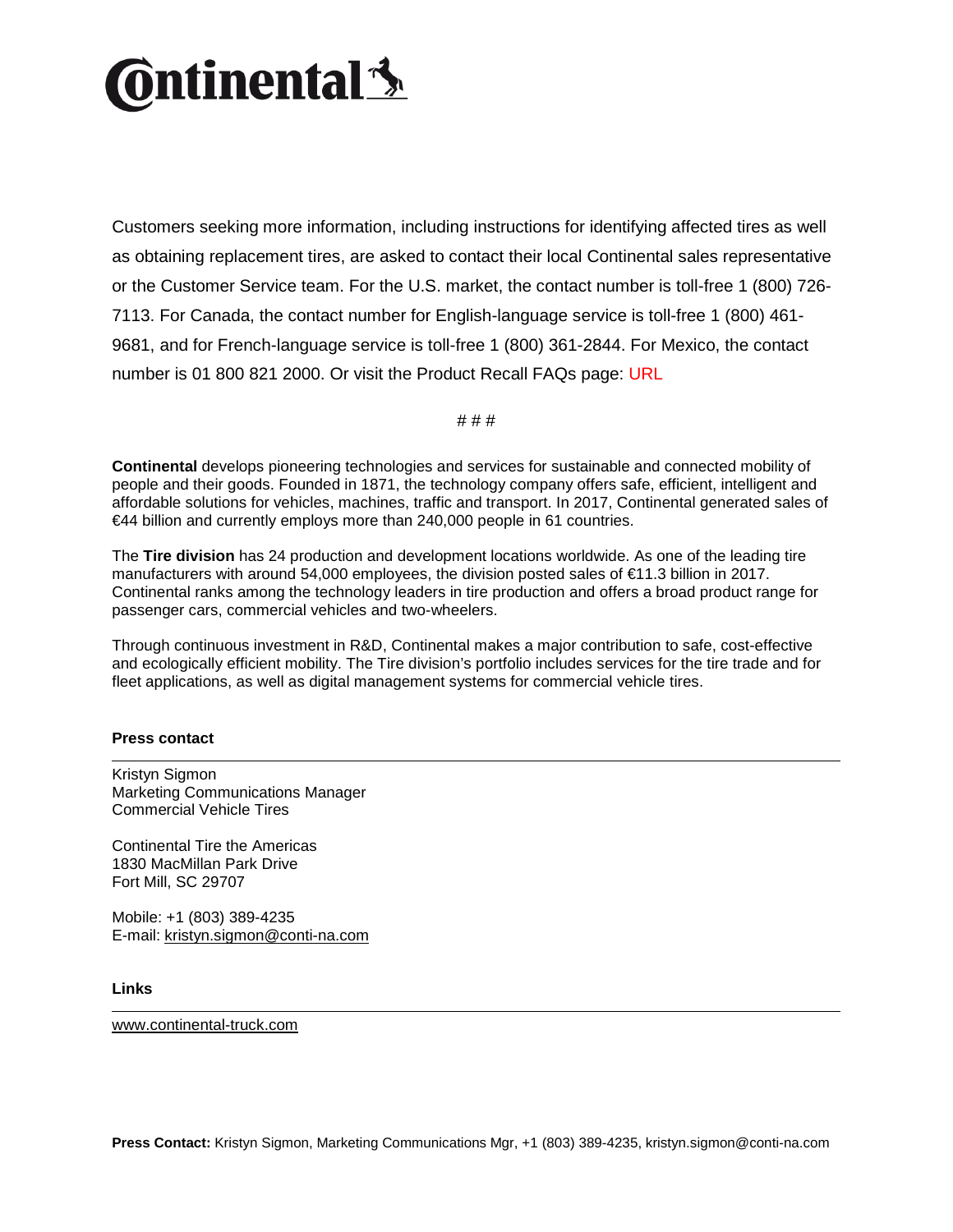Customers seeking more information, including instructions for identifying affected tires as well as obtaining replacement tires, are asked to contact their local Continental sales representative or the Customer Service team. For the U.S. market, the contact number is toll-free 1 (800) 726-7113. For Canada, the contact number for English-language service is toll-free 1 (800) 461-9681, and for French-language service is toll-free 1 (800) 361-2844. For Mexico, the contact number is 01 800 821 2000. Or visit the Product Recall FAQs page: URL

# # #

**Continental** develops pioneering technologies and services for sustainable and connected mobility of people and their goods. Founded in 1871, the technology company offers safe, efficient, intelligent and affordable solutions for vehicles, machines, traffic and transport. In 2017, Continental generated sales of €44 billion and currently employs more than 240,000 people in 61 countries.

The **Tire division** has 24 production and development locations worldwide. As one of the leading tire manufacturers with around 54,000 employees, the division posted sales of €11.3 billion in 2017. Continental ranks among the technology leaders in tire production and offers a broad product range for passenger cars, commercial vehicles and two-wheelers.

Through continuous investment in R&D, Continental makes a major contribution to safe, cost-effective and ecologically efficient mobility. The Tire division's portfolio includes services for the tire trade and for fleet applications, as well as digital management systems for commercial vehicle tires.

**Press contact**

Kristyn Sigmon
Marketing Communications Manager
Commercial Vehicle Tires

Continental Tire the Americas
1830 MacMillan Park Drive
Fort Mill, SC 29707

Mobile: +1 (803) 389-4235
E-mail: kristyn.sigmon@conti-na.com

**Links**

www.continental-truck.com